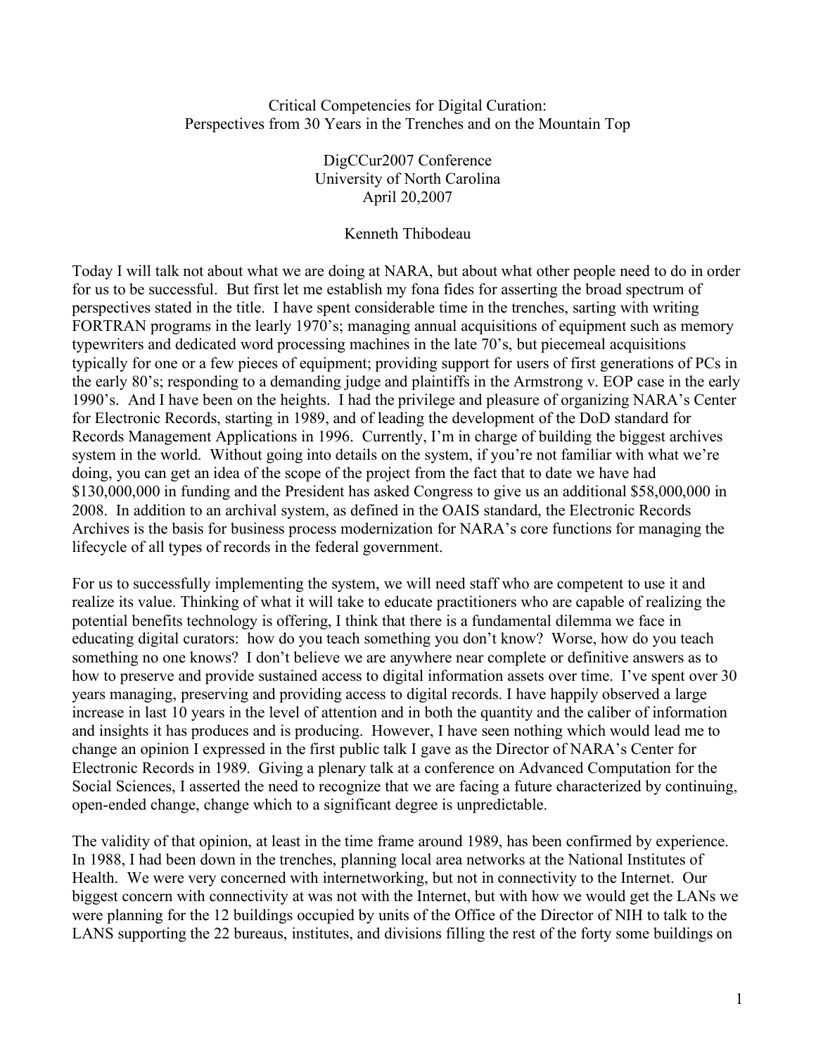Critical Competencies for Digital Curation:
Perspectives from 30 Years in the Trenches and on the Mountain Top

DigCCur2007 Conference
University of North Carolina
April 20,2007

Kenneth Thibodeau

Today I will talk not about what we are doing at NARA, but about what other people need to do in order for us to be successful. But first let me establish my fona fides for asserting the broad spectrum of perspectives stated in the title. I have spent considerable time in the trenches, sarting with writing FORTRAN programs in the learly 1970's; managing annual acquisitions of equipment such as memory typewriters and dedicated word processing machines in the late 70's, but piecemeal acquisitions typically for one or a few pieces of equipment; providing support for users of first generations of PCs in the early 80's; responding to a demanding judge and plaintiffs in the Armstrong v. EOP case in the early 1990's. And I have been on the heights. I had the privilege and pleasure of organizing NARA's Center for Electronic Records, starting in 1989, and of leading the development of the DoD standard for Records Management Applications in 1996. Currently, I'm in charge of building the biggest archives system in the world. Without going into details on the system, if you're not familiar with what we're doing, you can get an idea of the scope of the project from the fact that to date we have had \$130,000,000 in funding and the President has asked Congress to give us an additional \$58,000,000 in 2008. In addition to an archival system, as defined in the OAIS standard, the Electronic Records Archives is the basis for business process modernization for NARA's core functions for managing the lifecycle of all types of records in the federal government.

For us to successfully implementing the system, we will need staff who are competent to use it and realize its value. Thinking of what it will take to educate practitioners who are capable of realizing the potential benefits technology is offering, I think that there is a fundamental dilemma we face in educating digital curators: how do you teach something you don't know? Worse, how do you teach something no one knows? I don't believe we are anywhere near complete or definitive answers as to how to preserve and provide sustained access to digital information assets over time. I've spent over 30 years managing, preserving and providing access to digital records. I have happily observed a large increase in last 10 years in the level of attention and in both the quantity and the caliber of information and insights it has produces and is producing. However, I have seen nothing which would lead me to change an opinion I expressed in the first public talk I gave as the Director of NARA's Center for Electronic Records in 1989. Giving a plenary talk at a conference on Advanced Computation for the Social Sciences, I asserted the need to recognize that we are facing a future characterized by continuing, open-ended change, change which to a significant degree is unpredictable.

The validity of that opinion, at least in the time frame around 1989, has been confirmed by experience. In 1988, I had been down in the trenches, planning local area networks at the National Institutes of Health. We were very concerned with internetworking, but not in connectivity to the Internet. Our biggest concern with connectivity at was not with the Internet, but with how we would get the LANs we were planning for the 12 buildings occupied by units of the Office of the Director of NIH to talk to the LANS supporting the 22 bureaus, institutes, and divisions filling the rest of the forty some buildings on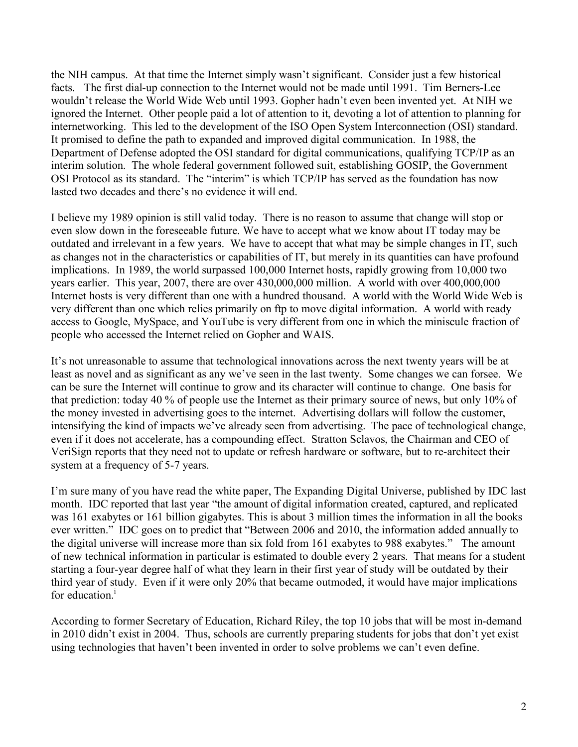the NIH campus. At that time the Internet simply wasn't significant. Consider just a few historical facts. The first dial-up connection to the Internet would not be made until 1991. Tim Berners-Lee wouldn't release the World Wide Web until 1993. Gopher hadn't even been invented yet. At NIH we ignored the Internet. Other people paid a lot of attention to it, devoting a lot of attention to planning for internetworking. This led to the development of the ISO Open System Interconnection (OSI) standard. It promised to define the path to expanded and improved digital communication. In 1988, the Department of Defense adopted the OSI standard for digital communications, qualifying TCP/IP as an interim solution. The whole federal government followed suit, establishing GOSIP, the Government OSI Protocol as its standard. The "interim" is which TCP/IP has served as the foundation has now lasted two decades and there's no evidence it will end.

I believe my 1989 opinion is still valid today. There is no reason to assume that change will stop or even slow down in the foreseeable future. We have to accept what we know about IT today may be outdated and irrelevant in a few years. We have to accept that what may be simple changes in IT, such as changes not in the characteristics or capabilities of IT, but merely in its quantities can have profound implications. In 1989, the world surpassed 100,000 Internet hosts, rapidly growing from 10,000 two years earlier. This year, 2007, there are over 430,000,000 million. A world with over 400,000,000 Internet hosts is very different than one with a hundred thousand. A world with the World Wide Web is very different than one which relies primarily on ftp to move digital information. A world with ready access to Google, MySpace, and YouTube is very different from one in which the miniscule fraction of people who accessed the Internet relied on Gopher and WAIS.

It's not unreasonable to assume that technological innovations across the next twenty years will be at least as novel and as significant as any we've seen in the last twenty. Some changes we can forsee. We can be sure the Internet will continue to grow and its character will continue to change. One basis for that prediction: today 40 % of people use the Internet as their primary source of news, but only 10% of the money invested in advertising goes to the internet. Advertising dollars will follow the customer, intensifying the kind of impacts we've already seen from advertising. The pace of technological change, even if it does not accelerate, has a compounding effect. Stratton Sclavos, the Chairman and CEO of VeriSign reports that they need not to update or refresh hardware or software, but to re-architect their system at a frequency of 5-7 years.

I'm sure many of you have read the white paper, The Expanding Digital Universe, published by IDC last month. IDC reported that last year "the amount of digital information created, captured, and replicated was 161 exabytes or 161 billion gigabytes. This is about 3 million times the information in all the books ever written." IDC goes on to predict that "Between 2006 and 2010, the information added annually to the digital universe will increase more than six fold from 161 exabytes to 988 exabytes." The amount of new technical information in particular is estimated to double every 2 years. That means for a student starting a four-year degree half of what they learn in their first year of study will be outdated by their third year of study. Even if it were only 20% that became outmoded, it would have major implications for education.[i]

According to former Secretary of Education, Richard Riley, the top 10 jobs that will be most in-demand in 2010 didn't exist in 2004. Thus, schools are currently preparing students for jobs that don't yet exist using technologies that haven't been invented in order to solve problems we can't even define.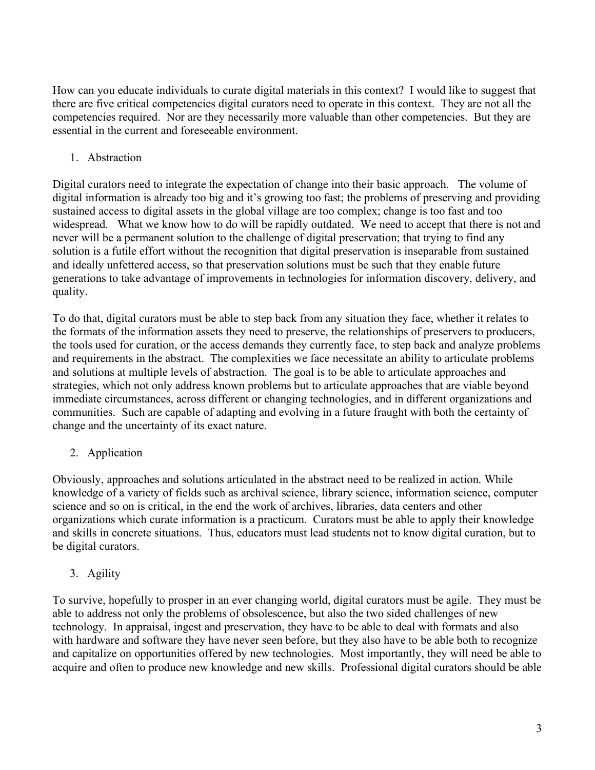How can you educate individuals to curate digital materials in this context? I would like to suggest that there are five critical competencies digital curators need to operate in this context. They are not all the competencies required. Nor are they necessarily more valuable than other competencies. But they are essential in the current and foreseeable environment.

1. Abstraction

Digital curators need to integrate the expectation of change into their basic approach. The volume of digital information is already too big and it's growing too fast; the problems of preserving and providing sustained access to digital assets in the global village are too complex; change is too fast and too widespread. What we know how to do will be rapidly outdated. We need to accept that there is not and never will be a permanent solution to the challenge of digital preservation; that trying to find any solution is a futile effort without the recognition that digital preservation is inseparable from sustained and ideally unfettered access, so that preservation solutions must be such that they enable future generations to take advantage of improvements in technologies for information discovery, delivery, and quality.

To do that, digital curators must be able to step back from any situation they face, whether it relates to the formats of the information assets they need to preserve, the relationships of preservers to producers, the tools used for curation, or the access demands they currently face, to step back and analyze problems and requirements in the abstract. The complexities we face necessitate an ability to articulate problems and solutions at multiple levels of abstraction. The goal is to be able to articulate approaches and strategies, which not only address known problems but to articulate approaches that are viable beyond immediate circumstances, across different or changing technologies, and in different organizations and communities. Such are capable of adapting and evolving in a future fraught with both the certainty of change and the uncertainty of its exact nature.

2. Application

Obviously, approaches and solutions articulated in the abstract need to be realized in action. While knowledge of a variety of fields such as archival science, library science, information science, computer science and so on is critical, in the end the work of archives, libraries, data centers and other organizations which curate information is a practicum. Curators must be able to apply their knowledge and skills in concrete situations. Thus, educators must lead students not to know digital curation, but to be digital curators.

3. Agility

To survive, hopefully to prosper in an ever changing world, digital curators must be agile. They must be able to address not only the problems of obsolescence, but also the two sided challenges of new technology. In appraisal, ingest and preservation, they have to be able to deal with formats and also with hardware and software they have never seen before, but they also have to be able both to recognize and capitalize on opportunities offered by new technologies. Most importantly, they will need be able to acquire and often to produce new knowledge and new skills. Professional digital curators should be able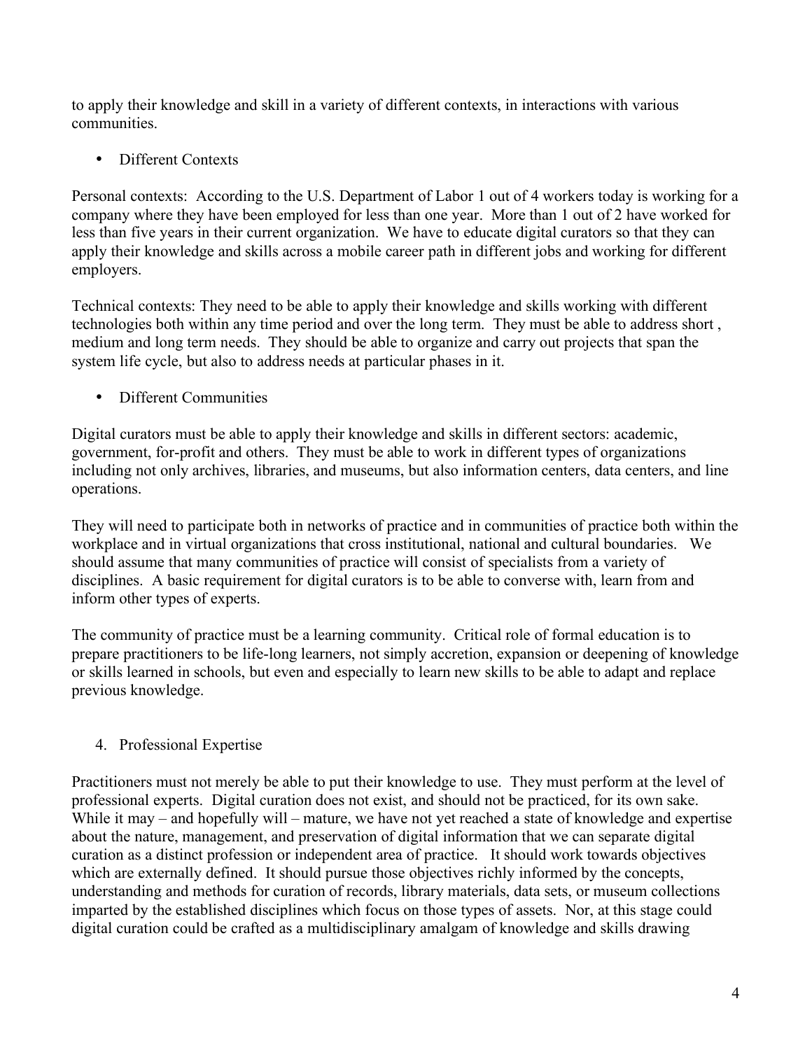to apply their knowledge and skill in a variety of different contexts, in interactions with various communities.

- Different Contexts

Personal contexts: According to the U.S. Department of Labor 1 out of 4 workers today is working for a company where they have been employed for less than one year. More than 1 out of 2 have worked for less than five years in their current organization. We have to educate digital curators so that they can apply their knowledge and skills across a mobile career path in different jobs and working for different employers.

Technical contexts: They need to be able to apply their knowledge and skills working with different technologies both within any time period and over the long term. They must be able to address short , medium and long term needs. They should be able to organize and carry out projects that span the system life cycle, but also to address needs at particular phases in it.

- Different Communities

Digital curators must be able to apply their knowledge and skills in different sectors: academic, government, for-profit and others. They must be able to work in different types of organizations including not only archives, libraries, and museums, but also information centers, data centers, and line operations.

They will need to participate both in networks of practice and in communities of practice both within the workplace and in virtual organizations that cross institutional, national and cultural boundaries. We should assume that many communities of practice will consist of specialists from a variety of disciplines. A basic requirement for digital curators is to be able to converse with, learn from and inform other types of experts.

The community of practice must be a learning community. Critical role of formal education is to prepare practitioners to be life-long learners, not simply accretion, expansion or deepening of knowledge or skills learned in schools, but even and especially to learn new skills to be able to adapt and replace previous knowledge.

4. Professional Expertise

Practitioners must not merely be able to put their knowledge to use. They must perform at the level of professional experts. Digital curation does not exist, and should not be practiced, for its own sake. While it may – and hopefully will – mature, we have not yet reached a state of knowledge and expertise about the nature, management, and preservation of digital information that we can separate digital curation as a distinct profession or independent area of practice. It should work towards objectives which are externally defined. It should pursue those objectives richly informed by the concepts, understanding and methods for curation of records, library materials, data sets, or museum collections imparted by the established disciplines which focus on those types of assets. Nor, at this stage could digital curation could be crafted as a multidisciplinary amalgam of knowledge and skills drawing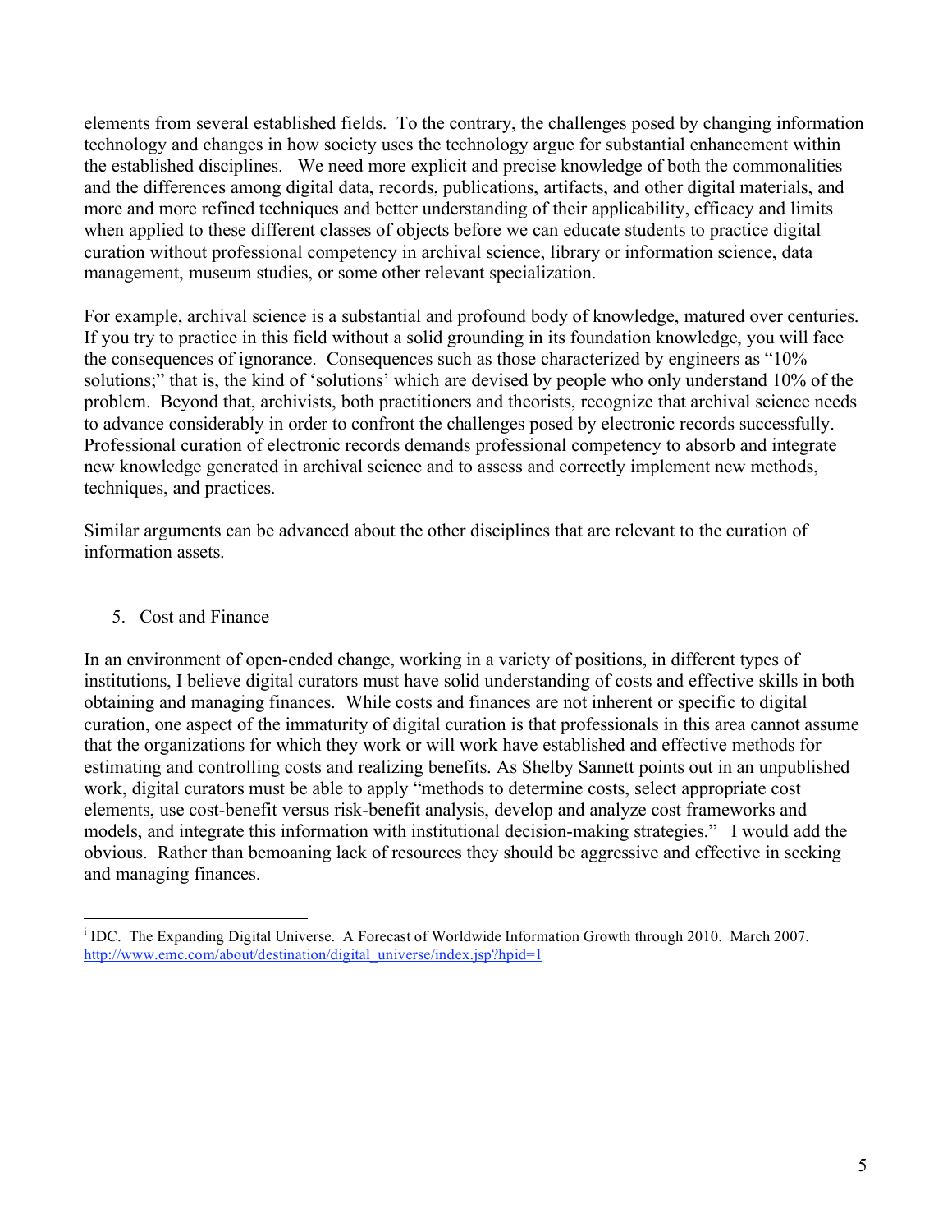elements from several established fields. To the contrary, the challenges posed by changing information technology and changes in how society uses the technology argue for substantial enhancement within the established disciplines. We need more explicit and precise knowledge of both the commonalities and the differences among digital data, records, publications, artifacts, and other digital materials, and more and more refined techniques and better understanding of their applicability, efficacy and limits when applied to these different classes of objects before we can educate students to practice digital curation without professional competency in archival science, library or information science, data management, museum studies, or some other relevant specialization.

For example, archival science is a substantial and profound body of knowledge, matured over centuries. If you try to practice in this field without a solid grounding in its foundation knowledge, you will face the consequences of ignorance. Consequences such as those characterized by engineers as "10% solutions;" that is, the kind of 'solutions' which are devised by people who only understand 10% of the problem. Beyond that, archivists, both practitioners and theorists, recognize that archival science needs to advance considerably in order to confront the challenges posed by electronic records successfully. Professional curation of electronic records demands professional competency to absorb and integrate new knowledge generated in archival science and to assess and correctly implement new methods, techniques, and practices.

Similar arguments can be advanced about the other disciplines that are relevant to the curation of information assets.

5. Cost and Finance

In an environment of open-ended change, working in a variety of positions, in different types of institutions, I believe digital curators must have solid understanding of costs and effective skills in both obtaining and managing finances. While costs and finances are not inherent or specific to digital curation, one aspect of the immaturity of digital curation is that professionals in this area cannot assume that the organizations for which they work or will work have established and effective methods for estimating and controlling costs and realizing benefits. As Shelby Sannett points out in an unpublished work, digital curators must be able to apply "methods to determine costs, select appropriate cost elements, use cost-benefit versus risk-benefit analysis, develop and analyze cost frameworks and models, and integrate this information with institutional decision-making strategies." I would add the obvious. Rather than bemoaning lack of resources they should be aggressive and effective in seeking and managing finances.

---

[i] IDC. The Expanding Digital Universe. A Forecast of Worldwide Information Growth through 2010. March 2007. http://www.emc.com/about/destination/digital_universe/index.jsp?hpid=1